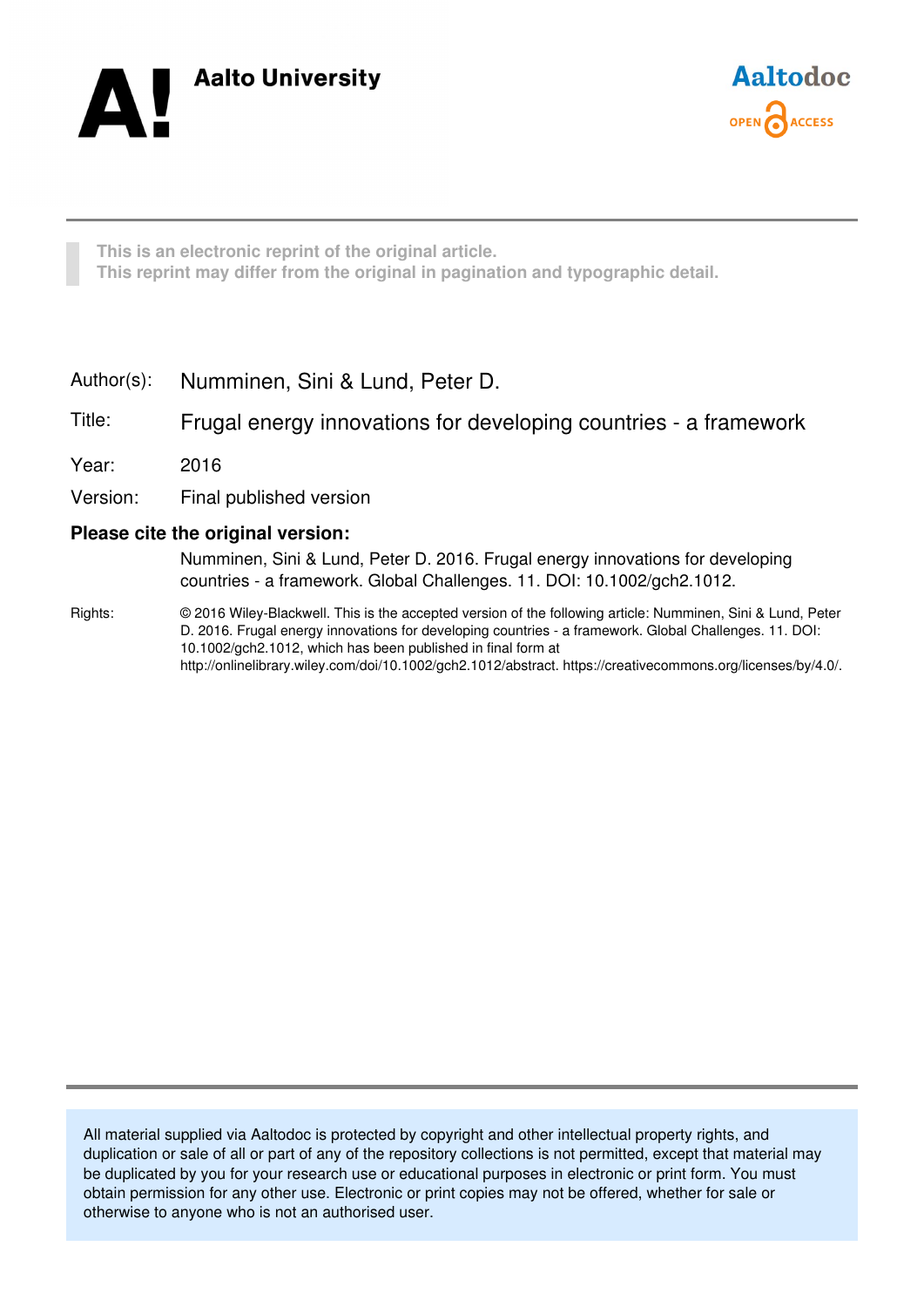Aalto University

Aaltodoc OPEN ACCESS

This is an electronic reprint of the original article.
This reprint may differ from the original in pagination and typographic detail.

Author(s): Numminen, Sini & Lund, Peter D.

Title: Frugal energy innovations for developing countries - a framework

Year: 2016

Version: Final published version

**Please cite the original version:**

Numminen, Sini & Lund, Peter D. 2016. Frugal energy innovations for developing countries - a framework. Global Challenges. 11. DOI: 10.1002/gch2.1012.

Rights: © 2016 Wiley-Blackwell. This is the accepted version of the following article: Numminen, Sini & Lund, Peter D. 2016. Frugal energy innovations for developing countries - a framework. Global Challenges. 11. DOI: 10.1002/gch2.1012, which has been published in final form at http://onlinelibrary.wiley.com/doi/10.1002/gch2.1012/abstract. https://creativecommons.org/licenses/by/4.0/.

All material supplied via Aaltodoc is protected by copyright and other intellectual property rights, and duplication or sale of all or part of any of the repository collections is not permitted, except that material may be duplicated by you for your research use or educational purposes in electronic or print form. You must obtain permission for any other use. Electronic or print copies may not be offered, whether for sale or otherwise to anyone who is not an authorised user.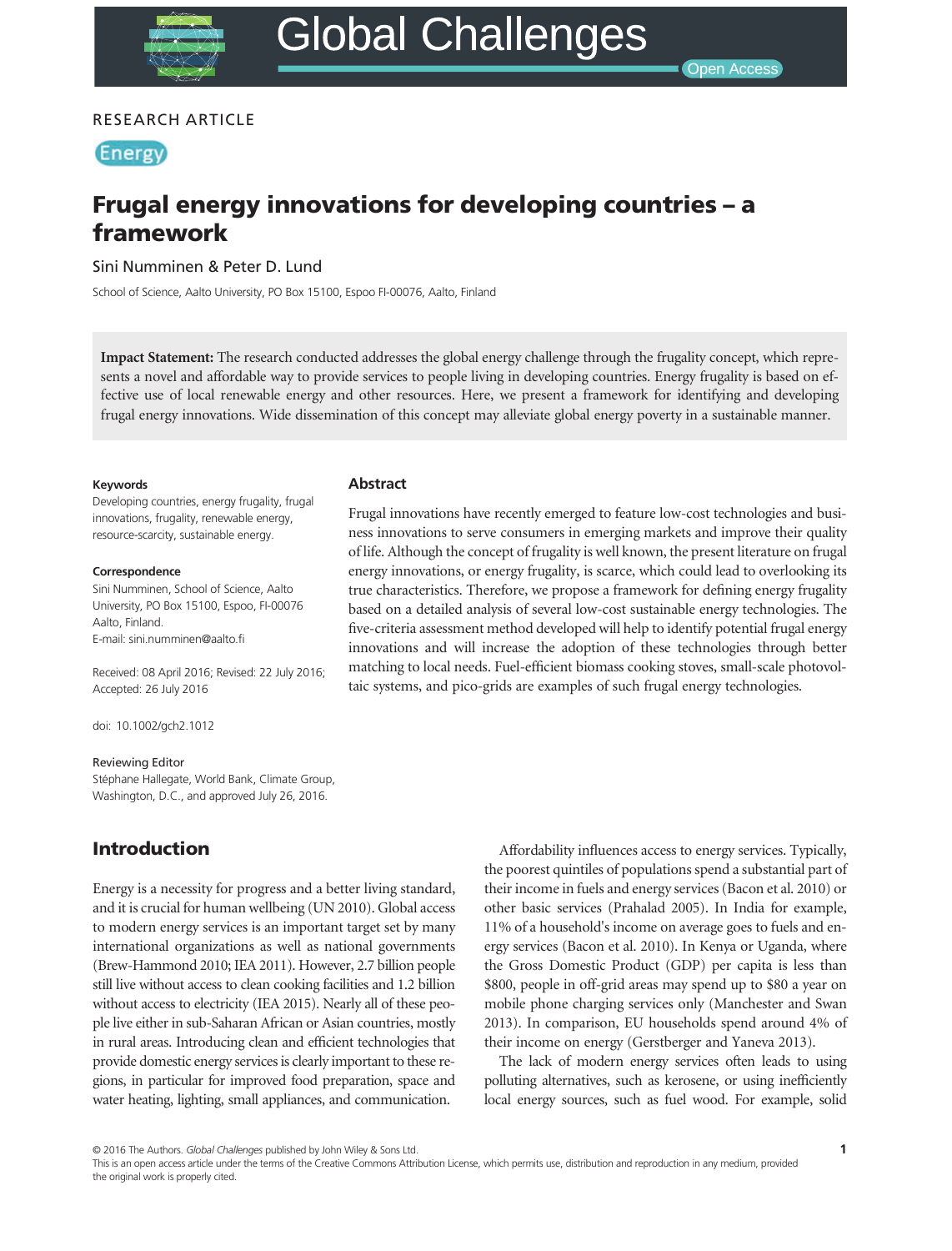RESEARCH ARTICLE

Energy

# Frugal energy innovations for developing countries – a framework

Sini Numminen & Peter D. Lund

School of Science, Aalto University, PO Box 15100, Espoo FI-00076, Aalto, Finland

**Impact Statement:** The research conducted addresses the global energy challenge through the frugality concept, which represents a novel and affordable way to provide services to people living in developing countries. Energy frugality is based on effective use of local renewable energy and other resources. Here, we present a framework for identifying and developing frugal energy innovations. Wide dissemination of this concept may alleviate global energy poverty in a sustainable manner.

#### Keywords

Developing countries, energy frugality, frugal innovations, frugality, renewable energy, resource-scarcity, sustainable energy.

#### Correspondence

Sini Numminen, School of Science, Aalto University, PO Box 15100, Espoo, FI-00076 Aalto, Finland.
E-mail: sini.numminen@aalto.fi

Received: 08 April 2016; Revised: 22 July 2016; Accepted: 26 July 2016

doi: 10.1002/gch2.1012

#### Reviewing Editor

Stéphane Hallegate, World Bank, Climate Group, Washington, D.C., and approved July 26, 2016.

## Abstract

Frugal innovations have recently emerged to feature low-cost technologies and business innovations to serve consumers in emerging markets and improve their quality of life. Although the concept of frugality is well known, the present literature on frugal energy innovations, or energy frugality, is scarce, which could lead to overlooking its true characteristics. Therefore, we propose a framework for defining energy frugality based on a detailed analysis of several low-cost sustainable energy technologies. The five-criteria assessment method developed will help to identify potential frugal energy innovations and will increase the adoption of these technologies through better matching to local needs. Fuel-efficient biomass cooking stoves, small-scale photovoltaic systems, and pico-grids are examples of such frugal energy technologies.

## Introduction

Energy is a necessity for progress and a better living standard, and it is crucial for human wellbeing (UN 2010). Global access to modern energy services is an important target set by many international organizations as well as national governments (Brew-Hammond 2010; IEA 2011). However, 2.7 billion people still live without access to clean cooking facilities and 1.2 billion without access to electricity (IEA 2015). Nearly all of these people live either in sub-Saharan African or Asian countries, mostly in rural areas. Introducing clean and efficient technologies that provide domestic energy services is clearly important to these regions, in particular for improved food preparation, space and water heating, lighting, small appliances, and communication.

Affordability influences access to energy services. Typically, the poorest quintiles of populations spend a substantial part of their income in fuels and energy services (Bacon et al. 2010) or other basic services (Prahalad 2005). In India for example, 11% of a household's income on average goes to fuels and energy services (Bacon et al. 2010). In Kenya or Uganda, where the Gross Domestic Product (GDP) per capita is less than \$800, people in off-grid areas may spend up to \$80 a year on mobile phone charging services only (Manchester and Swan 2013). In comparison, EU households spend around 4% of their income on energy (Gerstberger and Yaneva 2013).

The lack of modern energy services often leads to using polluting alternatives, such as kerosene, or using inefficiently local energy sources, such as fuel wood. For example, solid

© 2016 The Authors. *Global Challenges* published by John Wiley & Sons Ltd.
This is an open access article under the terms of the Creative Commons Attribution License, which permits use, distribution and reproduction in any medium, provided the original work is properly cited.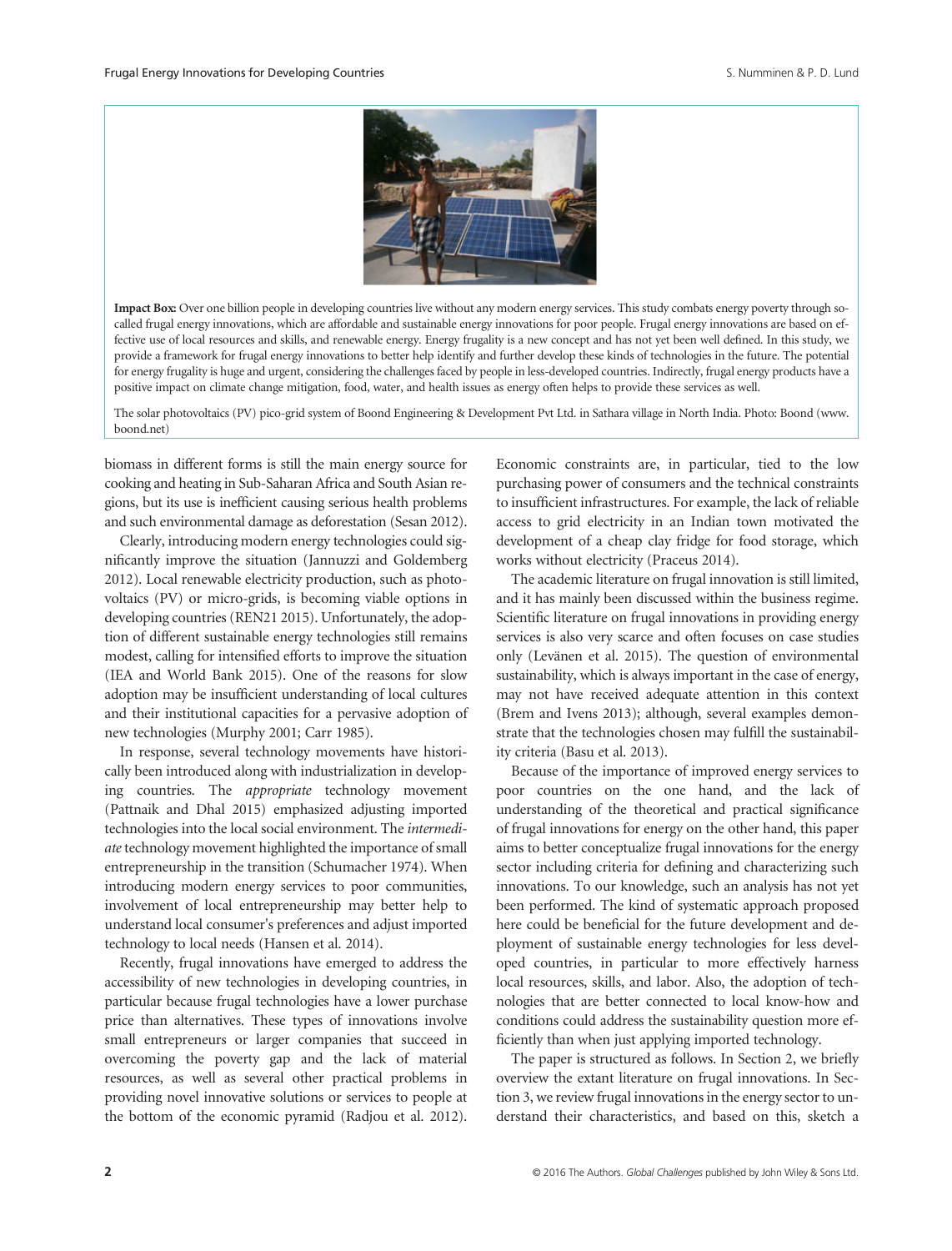**Impact Box:** Over one billion people in developing countries live without any modern energy services. This study combats energy poverty through so-called frugal energy innovations, which are affordable and sustainable energy innovations for poor people. Frugal energy innovations are based on effective use of local resources and skills, and renewable energy. Energy frugality is a new concept and has not yet been well defined. In this study, we provide a framework for frugal energy innovations to better help identify and further develop these kinds of technologies in the future. The potential for energy frugality is huge and urgent, considering the challenges faced by people in less-developed countries. Indirectly, frugal energy products have a positive impact on climate change mitigation, food, water, and health issues as energy often helps to provide these services as well.

The solar photovoltaics (PV) pico-grid system of Boond Engineering & Development Pvt Ltd. in Sathara village in North India. Photo: Boond (www.boond.net)

biomass in different forms is still the main energy source for cooking and heating in Sub-Saharan Africa and South Asian regions, but its use is inefficient causing serious health problems and such environmental damage as deforestation (Sesan 2012).

Clearly, introducing modern energy technologies could significantly improve the situation (Jannuzzi and Goldemberg 2012). Local renewable electricity production, such as photovoltaics (PV) or micro-grids, is becoming viable options in developing countries (REN21 2015). Unfortunately, the adoption of different sustainable energy technologies still remains modest, calling for intensified efforts to improve the situation (IEA and World Bank 2015). One of the reasons for slow adoption may be insufficient understanding of local cultures and their institutional capacities for a pervasive adoption of new technologies (Murphy 2001; Carr 1985).

In response, several technology movements have historically been introduced along with industrialization in developing countries. The *appropriate* technology movement (Pattnaik and Dhal 2015) emphasized adjusting imported technologies into the local social environment. The *intermediate* technology movement highlighted the importance of small entrepreneurship in the transition (Schumacher 1974). When introducing modern energy services to poor communities, involvement of local entrepreneurship may better help to understand local consumer's preferences and adjust imported technology to local needs (Hansen et al. 2014).

Recently, frugal innovations have emerged to address the accessibility of new technologies in developing countries, in particular because frugal technologies have a lower purchase price than alternatives. These types of innovations involve small entrepreneurs or larger companies that succeed in overcoming the poverty gap and the lack of material resources, as well as several other practical problems in providing novel innovative solutions or services to people at the bottom of the economic pyramid (Radjou et al. 2012). Economic constraints are, in particular, tied to the low purchasing power of consumers and the technical constraints to insufficient infrastructures. For example, the lack of reliable access to grid electricity in an Indian town motivated the development of a cheap clay fridge for food storage, which works without electricity (Praceus 2014).

The academic literature on frugal innovation is still limited, and it has mainly been discussed within the business regime. Scientific literature on frugal innovations in providing energy services is also very scarce and often focuses on case studies only (Levänen et al. 2015). The question of environmental sustainability, which is always important in the case of energy, may not have received adequate attention in this context (Brem and Ivens 2013); although, several examples demonstrate that the technologies chosen may fulfill the sustainability criteria (Basu et al. 2013).

Because of the importance of improved energy services to poor countries on the one hand, and the lack of understanding of the theoretical and practical significance of frugal innovations for energy on the other hand, this paper aims to better conceptualize frugal innovations for the energy sector including criteria for defining and characterizing such innovations. To our knowledge, such an analysis has not yet been performed. The kind of systematic approach proposed here could be beneficial for the future development and deployment of sustainable energy technologies for less developed countries, in particular to more effectively harness local resources, skills, and labor. Also, the adoption of technologies that are better connected to local know-how and conditions could address the sustainability question more efficiently than when just applying imported technology.

The paper is structured as follows. In Section 2, we briefly overview the extant literature on frugal innovations. In Section 3, we review frugal innovations in the energy sector to understand their characteristics, and based on this, sketch a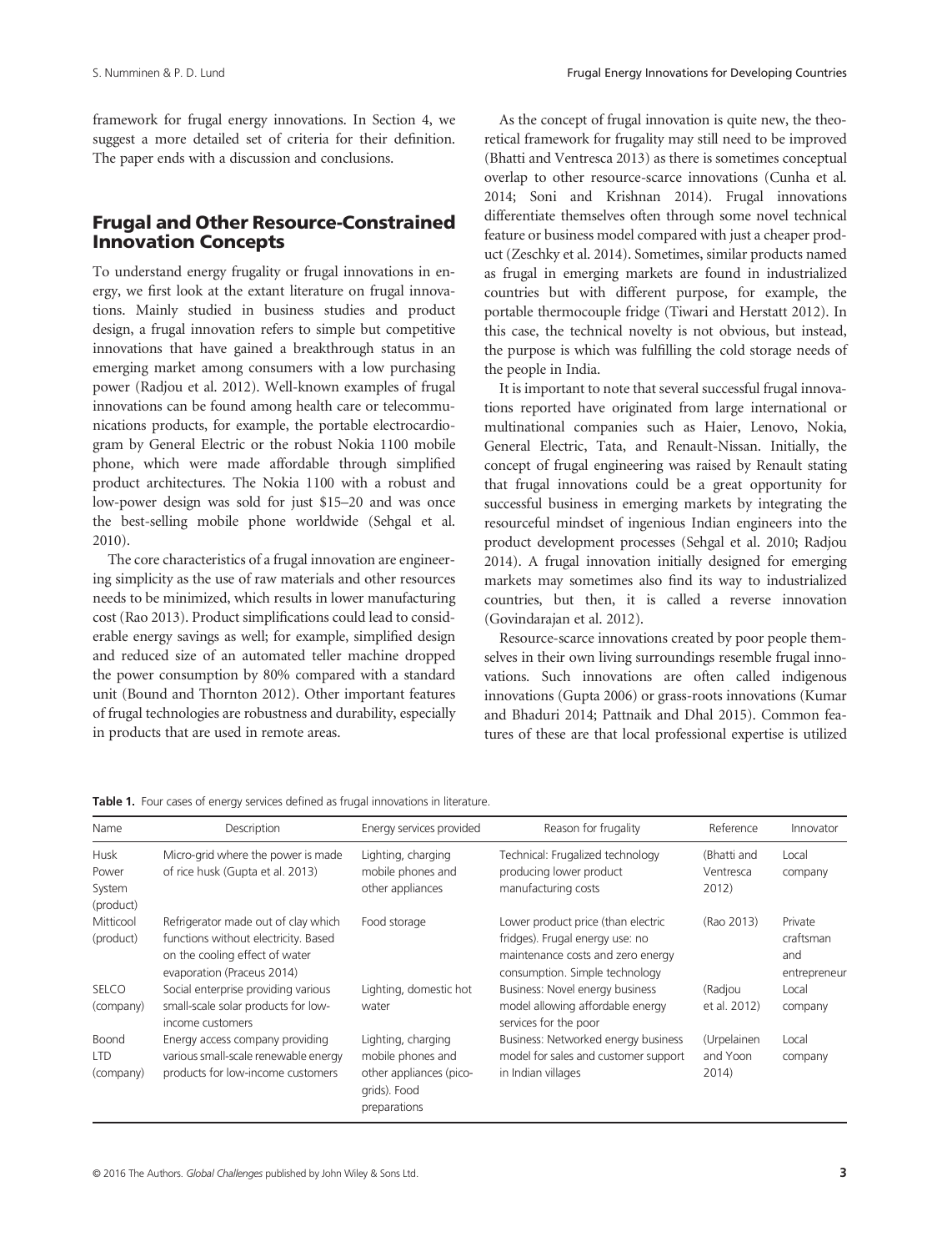framework for frugal energy innovations. In Section 4, we suggest a more detailed set of criteria for their definition. The paper ends with a discussion and conclusions.

## Frugal and Other Resource-Constrained Innovation Concepts

To understand energy frugality or frugal innovations in energy, we first look at the extant literature on frugal innovations. Mainly studied in business studies and product design, a frugal innovation refers to simple but competitive innovations that have gained a breakthrough status in an emerging market among consumers with a low purchasing power (Radjou et al. 2012). Well-known examples of frugal innovations can be found among health care or telecommunications products, for example, the portable electrocardiogram by General Electric or the robust Nokia 1100 mobile phone, which were made affordable through simplified product architectures. The Nokia 1100 with a robust and low-power design was sold for just $15–20 and was once the best-selling mobile phone worldwide (Sehgal et al. 2010).

The core characteristics of a frugal innovation are engineering simplicity as the use of raw materials and other resources needs to be minimized, which results in lower manufacturing cost (Rao 2013). Product simplifications could lead to considerable energy savings as well; for example, simplified design and reduced size of an automated teller machine dropped the power consumption by 80% compared with a standard unit (Bound and Thornton 2012). Other important features of frugal technologies are robustness and durability, especially in products that are used in remote areas.

As the concept of frugal innovation is quite new, the theoretical framework for frugality may still need to be improved (Bhatti and Ventresca 2013) as there is sometimes conceptual overlap to other resource-scarce innovations (Cunha et al. 2014; Soni and Krishnan 2014). Frugal innovations differentiate themselves often through some novel technical feature or business model compared with just a cheaper product (Zeschky et al. 2014). Sometimes, similar products named as frugal in emerging markets are found in industrialized countries but with different purpose, for example, the portable thermocouple fridge (Tiwari and Herstatt 2012). In this case, the technical novelty is not obvious, but instead, the purpose is which was fulfilling the cold storage needs of the people in India.

It is important to note that several successful frugal innovations reported have originated from large international or multinational companies such as Haier, Lenovo, Nokia, General Electric, Tata, and Renault-Nissan. Initially, the concept of frugal engineering was raised by Renault stating that frugal innovations could be a great opportunity for successful business in emerging markets by integrating the resourceful mindset of ingenious Indian engineers into the product development processes (Sehgal et al. 2010; Radjou 2014). A frugal innovation initially designed for emerging markets may sometimes also find its way to industrialized countries, but then, it is called a reverse innovation (Govindarajan et al. 2012).

Resource-scarce innovations created by poor people themselves in their own living surroundings resemble frugal innovations. Such innovations are often called indigenous innovations (Gupta 2006) or grass-roots innovations (Kumar and Bhaduri 2014; Pattnaik and Dhal 2015). Common features of these are that local professional expertise is utilized

**Table 1.** Four cases of energy services defined as frugal innovations in literature.

| Name | Description | Energy services provided | Reason for frugality | Reference | Innovator |
|---|---|---|---|---|---|
| Husk Power System (product) | Micro-grid where the power is made of rice husk (Gupta et al. 2013) | Lighting, charging mobile phones and other appliances | Technical: Frugalized technology producing lower product manufacturing costs | (Bhatti and Ventresca 2012) | Local company |
| Mitticool (product) | Refrigerator made out of clay which functions without electricity. Based on the cooling effect of water evaporation (Praceus 2014) | Food storage | Lower product price (than electric fridges). Frugal energy use: no maintenance costs and zero energy consumption. Simple technology | (Rao 2013) | Private craftsman and entrepreneur |
| SELCO (company) | Social enterprise providing various small-scale solar products for low-income customers | Lighting, domestic hot water | Business: Novel energy business model allowing affordable energy services for the poor | (Radjou et al. 2012) | Local company |
| Boond LTD (company) | Energy access company providing various small-scale renewable energy products for low-income customers | Lighting, charging mobile phones and other appliances (pico-grids). Food preparations | Business: Networked energy business model for sales and customer support in Indian villages | (Urpelainen and Yoon 2014) | Local company |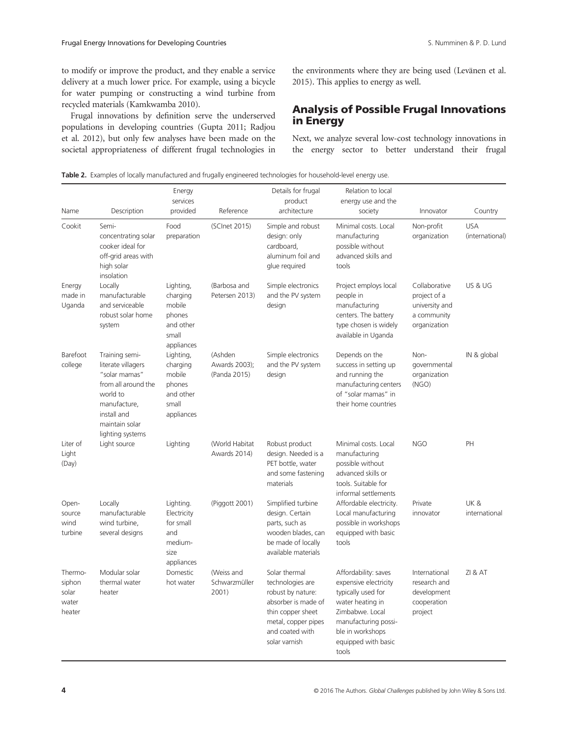to modify or improve the product, and they enable a service delivery at a much lower price. For example, using a bicycle for water pumping or constructing a wind turbine from recycled materials (Kamkwamba 2010).

Frugal innovations by definition serve the underserved populations in developing countries (Gupta 2011; Radjou et al. 2012), but only few analyses have been made on the societal appropriateness of different frugal technologies in the environments where they are being used (Levänen et al. 2015). This applies to energy as well.

## Analysis of Possible Frugal Innovations in Energy

Next, we analyze several low-cost technology innovations in the energy sector to better understand their frugal

**Table 2.** Examples of locally manufactured and frugally engineered technologies for household-level energy use.

| Name | Description | Energy services provided | Reference | Details for frugal product architecture | Relation to local energy use and the society | Innovator | Country |
|---|---|---|---|---|---|---|---|
| Cookit | Semi-concentrating solar cooker ideal for off-grid areas with high solar insolation | Food preparation | (SCInet 2015) | Simple and robust design: only cardboard, aluminum foil and glue required | Minimal costs. Local manufacturing possible without advanced skills and tools | Non-profit organization | USA (international) |
| Energy made in Uganda | Locally manufacturable and serviceable robust solar home system | Lighting, charging mobile phones and other small appliances | (Barbosa and Petersen 2013) | Simple electronics and the PV system design | Project employs local people in manufacturing centers. The battery type chosen is widely available in Uganda | Collaborative project of a university and a community organization | US & UG |
| Barefoot college | Training semi-literate villagers "solar mamas" from all around the world to manufacture, install and maintain solar lighting systems | Lighting, charging mobile phones and other small appliances | (Ashden Awards 2003); (Panda 2015) | Simple electronics and the PV system design | Depends on the success in setting up and running the manufacturing centers of "solar mamas" in their home countries | Non-governmental organization (NGO) | IN & global |
| Liter of Light (Day) | Light source | Lighting | (World Habitat Awards 2014) | Robust product design. Needed is a PET bottle, water and some fastening materials | Minimal costs. Local manufacturing possible without advanced skills or tools. Suitable for informal settlements | NGO | PH |
| Open-source wind turbine | Locally manufacturable wind turbine, several designs | Lighting. Electricity for small and medium-size appliances | (Piggott 2001) | Simplified turbine design. Certain parts, such as wooden blades, can be made of locally available materials | Affordable electricity. Local manufacturing possible in workshops equipped with basic tools | Private innovator | UK & international |
| Thermo-siphon solar water heater | Modular solar thermal water heater | Domestic hot water | (Weiss and Schwarzmüller 2001) | Solar thermal technologies are robust by nature: absorber is made of thin copper sheet metal, copper pipes and coated with solar varnish | Affordability: saves expensive electricity typically used for water heating in Zimbabwe. Local manufacturing possible in workshops equipped with basic tools | International research and development cooperation project | ZI & AT |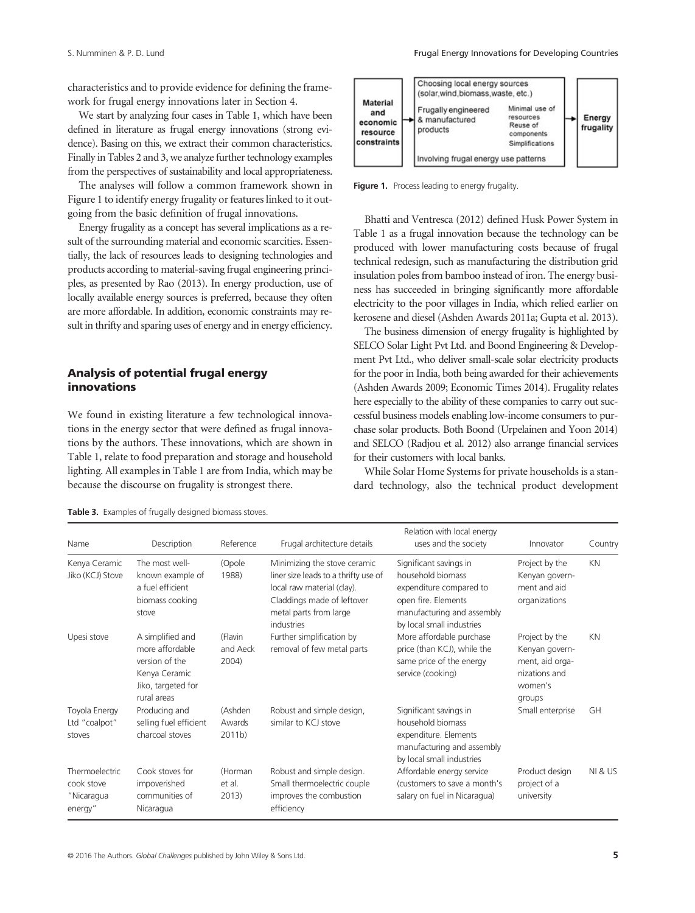characteristics and to provide evidence for defining the framework for frugal energy innovations later in Section 4.

We start by analyzing four cases in Table 1, which have been defined in literature as frugal energy innovations (strong evidence). Basing on this, we extract their common characteristics. Finally in Tables 2 and 3, we analyze further technology examples from the perspectives of sustainability and local appropriateness.

The analyses will follow a common framework shown in Figure 1 to identify energy frugality or features linked to it outgoing from the basic definition of frugal innovations.

Energy frugality as a concept has several implications as a result of the surrounding material and economic scarcities. Essentially, the lack of resources leads to designing technologies and products according to material-saving frugal engineering principles, as presented by Rao (2013). In energy production, use of locally available energy sources is preferred, because they often are more affordable. In addition, economic constraints may result in thrifty and sparing uses of energy and in energy efficiency.

## Analysis of potential frugal energy innovations

We found in existing literature a few technological innovations in the energy sector that were defined as frugal innovations by the authors. These innovations, which are shown in Table 1, relate to food preparation and storage and household lighting. All examples in Table 1 are from India, which may be because the discourse on frugality is strongest there.

| Material and economic resource constraints | → | Choosing local energy sources (solar, wind, biomass, waste, etc.)<br>Frugally engineered & manufactured products — Minimal use of resources, Reuse of components, Simplifications<br>Involving frugal energy use patterns | → | Energy frugality |
|---|---|---|---|---|

**Figure 1.** Process leading to energy frugality.

Bhatti and Ventresca (2012) defined Husk Power System in Table 1 as a frugal innovation because the technology can be produced with lower manufacturing costs because of frugal technical redesign, such as manufacturing the distribution grid insulation poles from bamboo instead of iron. The energy business has succeeded in bringing significantly more affordable electricity to the poor villages in India, which relied earlier on kerosene and diesel (Ashden Awards 2011a; Gupta et al. 2013).

The business dimension of energy frugality is highlighted by SELCO Solar Light Pvt Ltd. and Boond Engineering & Development Pvt Ltd., who deliver small-scale solar electricity products for the poor in India, both being awarded for their achievements (Ashden Awards 2009; Economic Times 2014). Frugality relates here especially to the ability of these companies to carry out successful business models enabling low-income consumers to purchase solar products. Both Boond (Urpelainen and Yoon 2014) and SELCO (Radjou et al. 2012) also arrange financial services for their customers with local banks.

While Solar Home Systems for private households is a standard technology, also the technical product development

**Table 3.** Examples of frugally designed biomass stoves.

| Name | Description | Reference | Frugal architecture details | Relation with local energy uses and the society | Innovator | Country |
|---|---|---|---|---|---|---|
| Kenya Ceramic Jiko (KCJ) Stove | The most well-known example of a fuel efficient biomass cooking stove | (Opole 1988) | Minimizing the stove ceramic liner size leads to a thrifty use of local raw material (clay). Claddings made of leftover metal parts from large industries | Significant savings in household biomass expenditure compared to open fire. Elements manufacturing and assembly by local small industries | Project by the Kenyan government and aid organizations | KN |
| Upesi stove | A simplified and more affordable version of the Kenya Ceramic Jiko, targeted for rural areas | (Flavin and Aeck 2004) | Further simplification by removal of few metal parts | More affordable purchase price (than KCJ), while the same price of the energy service (cooking) | Project by the Kenyan government, aid organizations and women's groups | KN |
| Toyola Energy Ltd "coalpot" stoves | Producing and selling fuel efficient charcoal stoves | (Ashden Awards 2011b) | Robust and simple design, similar to KCJ stove | Significant savings in household biomass expenditure. Elements manufacturing and assembly by local small industries | Small enterprise | GH |
| Thermoelectric cook stove "Nicaragua energy" | Cook stoves for impoverished communities of Nicaragua | (Horman et al. 2013) | Robust and simple design. Small thermoelectric couple improves the combustion efficiency | Affordable energy service (customers to save a month's salary on fuel in Nicaragua) | Product design project of a university | NI & US |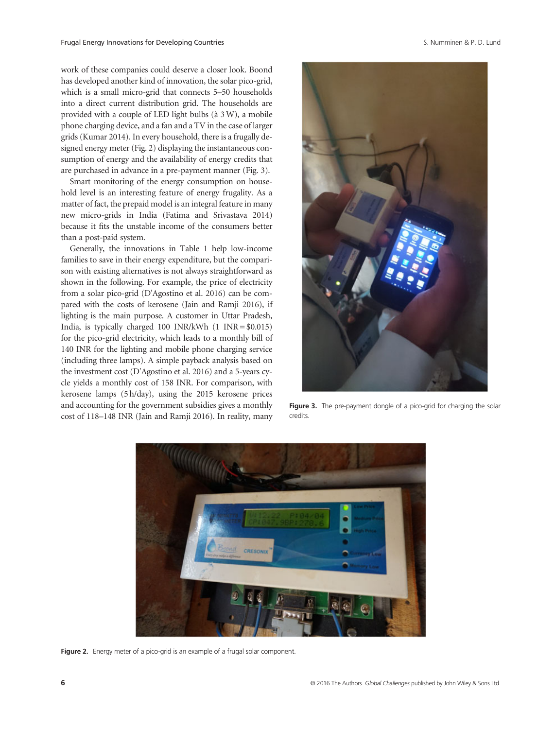work of these companies could deserve a closer look. Boond has developed another kind of innovation, the solar pico-grid, which is a small micro-grid that connects 5–50 households into a direct current distribution grid. The households are provided with a couple of LED light bulbs (à 3 W), a mobile phone charging device, and a fan and a TV in the case of larger grids (Kumar 2014). In every household, there is a frugally designed energy meter (Fig. 2) displaying the instantaneous consumption of energy and the availability of energy credits that are purchased in advance in a pre-payment manner (Fig. 3).

Smart monitoring of the energy consumption on household level is an interesting feature of energy frugality. As a matter of fact, the prepaid model is an integral feature in many new micro-grids in India (Fatima and Srivastava 2014) because it fits the unstable income of the consumers better than a post-paid system.

Generally, the innovations in Table 1 help low-income families to save in their energy expenditure, but the comparison with existing alternatives is not always straightforward as shown in the following. For example, the price of electricity from a solar pico-grid (D'Agostino et al. 2016) can be compared with the costs of kerosene (Jain and Ramji 2016), if lighting is the main purpose. A customer in Uttar Pradesh, India, is typically charged 100 INR/kWh (1 INR = $0.015) for the pico-grid electricity, which leads to a monthly bill of 140 INR for the lighting and mobile phone charging service (including three lamps). A simple payback analysis based on the investment cost (D'Agostino et al. 2016) and a 5-years cycle yields a monthly cost of 158 INR. For comparison, with kerosene lamps (5 h/day), using the 2015 kerosene prices and accounting for the government subsidies gives a monthly cost of 118–148 INR (Jain and Ramji 2016). In reality, many

**Figure 3.** The pre-payment dongle of a pico-grid for charging the solar credits.

**Figure 2.** Energy meter of a pico-grid is an example of a frugal solar component.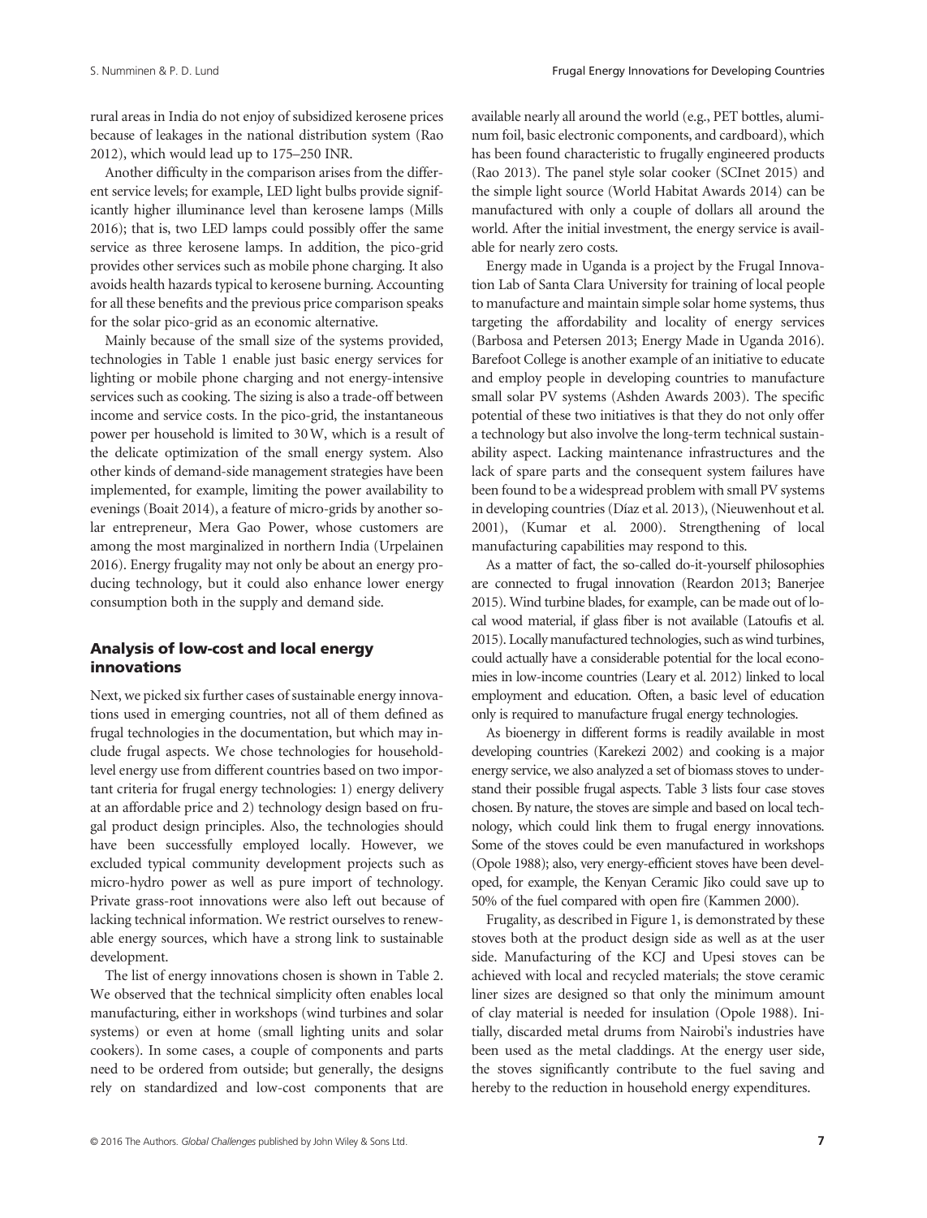rural areas in India do not enjoy of subsidized kerosene prices because of leakages in the national distribution system (Rao 2012), which would lead up to 175–250 INR.

Another difficulty in the comparison arises from the different service levels; for example, LED light bulbs provide significantly higher illuminance level than kerosene lamps (Mills 2016); that is, two LED lamps could possibly offer the same service as three kerosene lamps. In addition, the pico-grid provides other services such as mobile phone charging. It also avoids health hazards typical to kerosene burning. Accounting for all these benefits and the previous price comparison speaks for the solar pico-grid as an economic alternative.

Mainly because of the small size of the systems provided, technologies in Table 1 enable just basic energy services for lighting or mobile phone charging and not energy-intensive services such as cooking. The sizing is also a trade-off between income and service costs. In the pico-grid, the instantaneous power per household is limited to 30 W, which is a result of the delicate optimization of the small energy system. Also other kinds of demand-side management strategies have been implemented, for example, limiting the power availability to evenings (Boait 2014), a feature of micro-grids by another solar entrepreneur, Mera Gao Power, whose customers are among the most marginalized in northern India (Urpelainen 2016). Energy frugality may not only be about an energy producing technology, but it could also enhance lower energy consumption both in the supply and demand side.

## Analysis of low-cost and local energy innovations

Next, we picked six further cases of sustainable energy innovations used in emerging countries, not all of them defined as frugal technologies in the documentation, but which may include frugal aspects. We chose technologies for household-level energy use from different countries based on two important criteria for frugal energy technologies: 1) energy delivery at an affordable price and 2) technology design based on frugal product design principles. Also, the technologies should have been successfully employed locally. However, we excluded typical community development projects such as micro-hydro power as well as pure import of technology. Private grass-root innovations were also left out because of lacking technical information. We restrict ourselves to renewable energy sources, which have a strong link to sustainable development.

The list of energy innovations chosen is shown in Table 2. We observed that the technical simplicity often enables local manufacturing, either in workshops (wind turbines and solar systems) or even at home (small lighting units and solar cookers). In some cases, a couple of components and parts need to be ordered from outside; but generally, the designs rely on standardized and low-cost components that are available nearly all around the world (e.g., PET bottles, aluminum foil, basic electronic components, and cardboard), which has been found characteristic to frugally engineered products (Rao 2013). The panel style solar cooker (SCInet 2015) and the simple light source (World Habitat Awards 2014) can be manufactured with only a couple of dollars all around the world. After the initial investment, the energy service is available for nearly zero costs.

Energy made in Uganda is a project by the Frugal Innovation Lab of Santa Clara University for training of local people to manufacture and maintain simple solar home systems, thus targeting the affordability and locality of energy services (Barbosa and Petersen 2013; Energy Made in Uganda 2016). Barefoot College is another example of an initiative to educate and employ people in developing countries to manufacture small solar PV systems (Ashden Awards 2003). The specific potential of these two initiatives is that they do not only offer a technology but also involve the long-term technical sustainability aspect. Lacking maintenance infrastructures and the lack of spare parts and the consequent system failures have been found to be a widespread problem with small PV systems in developing countries (Díaz et al. 2013), (Nieuwenhout et al. 2001), (Kumar et al. 2000). Strengthening of local manufacturing capabilities may respond to this.

As a matter of fact, the so-called do-it-yourself philosophies are connected to frugal innovation (Reardon 2013; Banerjee 2015). Wind turbine blades, for example, can be made out of local wood material, if glass fiber is not available (Latoufis et al. 2015). Locally manufactured technologies, such as wind turbines, could actually have a considerable potential for the local economies in low-income countries (Leary et al. 2012) linked to local employment and education. Often, a basic level of education only is required to manufacture frugal energy technologies.

As bioenergy in different forms is readily available in most developing countries (Karekezi 2002) and cooking is a major energy service, we also analyzed a set of biomass stoves to understand their possible frugal aspects. Table 3 lists four case stoves chosen. By nature, the stoves are simple and based on local technology, which could link them to frugal energy innovations. Some of the stoves could be even manufactured in workshops (Opole 1988); also, very energy-efficient stoves have been developed, for example, the Kenyan Ceramic Jiko could save up to 50% of the fuel compared with open fire (Kammen 2000).

Frugality, as described in Figure 1, is demonstrated by these stoves both at the product design side as well as at the user side. Manufacturing of the KCJ and Upesi stoves can be achieved with local and recycled materials; the stove ceramic liner sizes are designed so that only the minimum amount of clay material is needed for insulation (Opole 1988). Initially, discarded metal drums from Nairobi's industries have been used as the metal claddings. At the energy user side, the stoves significantly contribute to the fuel saving and hereby to the reduction in household energy expenditures.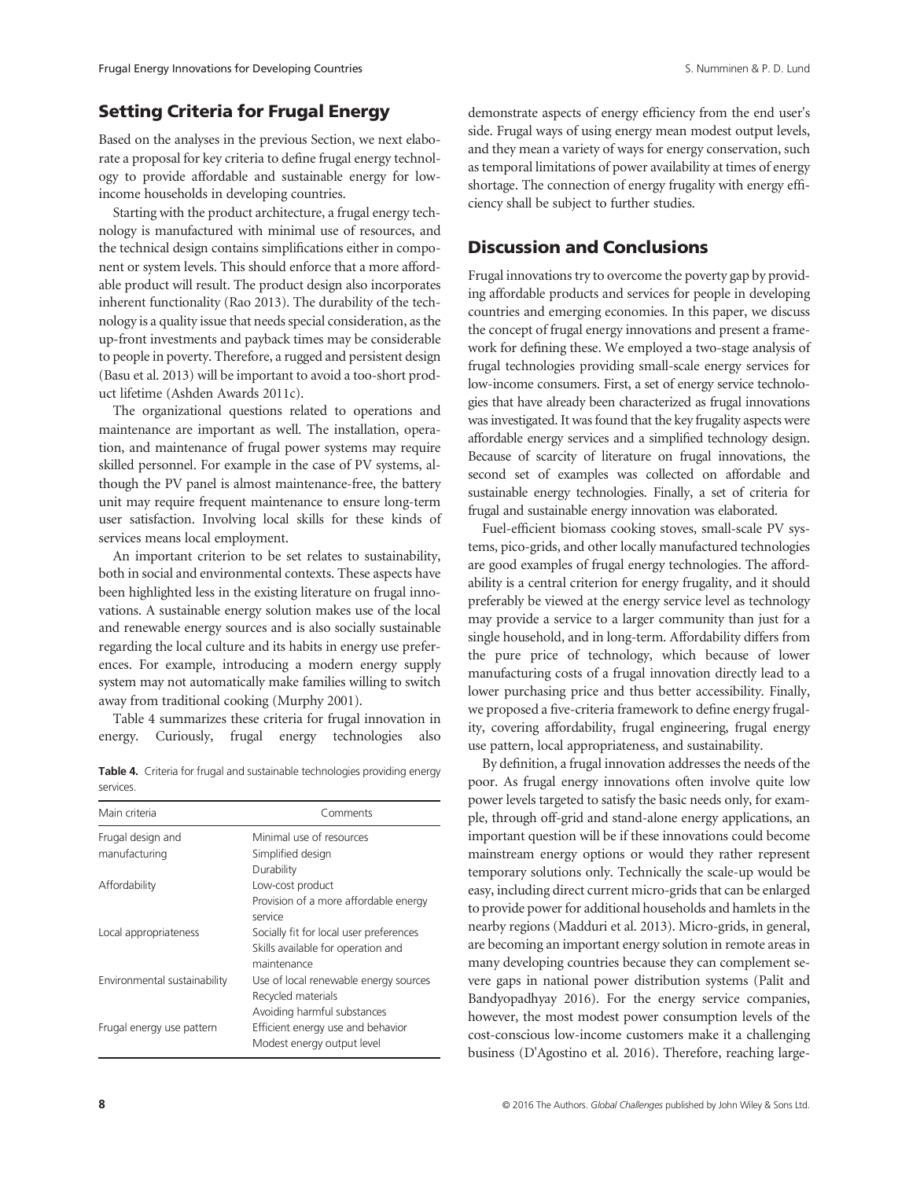## Setting Criteria for Frugal Energy

Based on the analyses in the previous Section, we next elaborate a proposal for key criteria to define frugal energy technology to provide affordable and sustainable energy for low-income households in developing countries.

Starting with the product architecture, a frugal energy technology is manufactured with minimal use of resources, and the technical design contains simplifications either in component or system levels. This should enforce that a more affordable product will result. The product design also incorporates inherent functionality (Rao 2013). The durability of the technology is a quality issue that needs special consideration, as the up-front investments and payback times may be considerable to people in poverty. Therefore, a rugged and persistent design (Basu et al. 2013) will be important to avoid a too-short product lifetime (Ashden Awards 2011c).

The organizational questions related to operations and maintenance are important as well. The installation, operation, and maintenance of frugal power systems may require skilled personnel. For example in the case of PV systems, although the PV panel is almost maintenance-free, the battery unit may require frequent maintenance to ensure long-term user satisfaction. Involving local skills for these kinds of services means local employment.

An important criterion to be set relates to sustainability, both in social and environmental contexts. These aspects have been highlighted less in the existing literature on frugal innovations. A sustainable energy solution makes use of the local and renewable energy sources and is also socially sustainable regarding the local culture and its habits in energy use preferences. For example, introducing a modern energy supply system may not automatically make families willing to switch away from traditional cooking (Murphy 2001).

Table 4 summarizes these criteria for frugal innovation in energy. Curiously, frugal energy technologies also demonstrate aspects of energy efficiency from the end user's side. Frugal ways of using energy mean modest output levels, and they mean a variety of ways for energy conservation, such as temporal limitations of power availability at times of energy shortage. The connection of energy frugality with energy efficiency shall be subject to further studies.

**Table 4.** Criteria for frugal and sustainable technologies providing energy services.

| Main criteria | Comments |
| --- | --- |
| Frugal design and manufacturing | Minimal use of resources<br>Simplified design<br>Durability |
| Affordability | Low-cost product<br>Provision of a more affordable energy service |
| Local appropriateness | Socially fit for local user preferences<br>Skills available for operation and maintenance |
| Environmental sustainability | Use of local renewable energy sources<br>Recycled materials<br>Avoiding harmful substances |
| Frugal energy use pattern | Efficient energy use and behavior<br>Modest energy output level |

## Discussion and Conclusions

Frugal innovations try to overcome the poverty gap by providing affordable products and services for people in developing countries and emerging economies. In this paper, we discuss the concept of frugal energy innovations and present a framework for defining these. We employed a two-stage analysis of frugal technologies providing small-scale energy services for low-income consumers. First, a set of energy service technologies that have already been characterized as frugal innovations was investigated. It was found that the key frugality aspects were affordable energy services and a simplified technology design. Because of scarcity of literature on frugal innovations, the second set of examples was collected on affordable and sustainable energy technologies. Finally, a set of criteria for frugal and sustainable energy innovation was elaborated.

Fuel-efficient biomass cooking stoves, small-scale PV systems, pico-grids, and other locally manufactured technologies are good examples of frugal energy technologies. The affordability is a central criterion for energy frugality, and it should preferably be viewed at the energy service level as technology may provide a service to a larger community than just for a single household, and in long-term. Affordability differs from the pure price of technology, which because of lower manufacturing costs of a frugal innovation directly lead to a lower purchasing price and thus better accessibility. Finally, we proposed a five-criteria framework to define energy frugality, covering affordability, frugal engineering, frugal energy use pattern, local appropriateness, and sustainability.

By definition, a frugal innovation addresses the needs of the poor. As frugal energy innovations often involve quite low power levels targeted to satisfy the basic needs only, for example, through off-grid and stand-alone energy applications, an important question will be if these innovations could become mainstream energy options or would they rather represent temporary solutions only. Technically the scale-up would be easy, including direct current micro-grids that can be enlarged to provide power for additional households and hamlets in the nearby regions (Madduri et al. 2013). Micro-grids, in general, are becoming an important energy solution in remote areas in many developing countries because they can complement severe gaps in national power distribution systems (Palit and Bandyopadhyay 2016). For the energy service companies, however, the most modest power consumption levels of the cost-conscious low-income customers make it a challenging business (D'Agostino et al. 2016). Therefore, reaching large-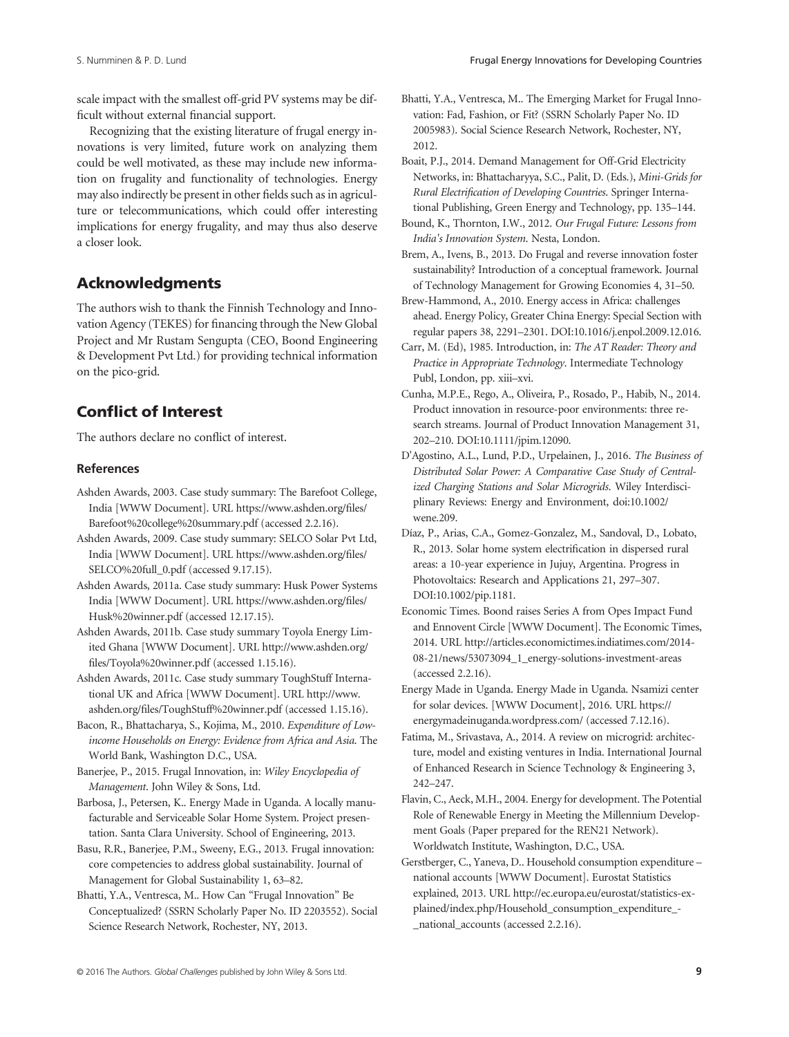scale impact with the smallest off-grid PV systems may be difficult without external financial support.

Recognizing that the existing literature of frugal energy innovations is very limited, future work on analyzing them could be well motivated, as these may include new information on frugality and functionality of technologies. Energy may also indirectly be present in other fields such as in agriculture or telecommunications, which could offer interesting implications for energy frugality, and may thus also deserve a closer look.

## Acknowledgments

The authors wish to thank the Finnish Technology and Innovation Agency (TEKES) for financing through the New Global Project and Mr Rustam Sengupta (CEO, Boond Engineering & Development Pvt Ltd.) for providing technical information on the pico-grid.

## Conflict of Interest

The authors declare no conflict of interest.

### References

Ashden Awards, 2003. Case study summary: The Barefoot College, India [WWW Document]. URL https://www.ashden.org/files/Barefoot%20college%20summary.pdf (accessed 2.2.16).

Ashden Awards, 2009. Case study summary: SELCO Solar Pvt Ltd, India [WWW Document]. URL https://www.ashden.org/files/SELCO%20full_0.pdf (accessed 9.17.15).

Ashden Awards, 2011a. Case study summary: Husk Power Systems India [WWW Document]. URL https://www.ashden.org/files/Husk%20winner.pdf (accessed 12.17.15).

Ashden Awards, 2011b. Case study summary Toyola Energy Limited Ghana [WWW Document]. URL http://www.ashden.org/files/Toyola%20winner.pdf (accessed 1.15.16).

Ashden Awards, 2011c. Case study summary ToughStuff International UK and Africa [WWW Document]. URL http://www.ashden.org/files/ToughStuff%20winner.pdf (accessed 1.15.16).

Bacon, R., Bhattacharya, S., Kojima, M., 2010. *Expenditure of Low-income Households on Energy: Evidence from Africa and Asia*. The World Bank, Washington D.C., USA.

Banerjee, P., 2015. Frugal Innovation, in: *Wiley Encyclopedia of Management*. John Wiley & Sons, Ltd.

Barbosa, J., Petersen, K.. Energy Made in Uganda. A locally manufacturable and Serviceable Solar Home System. Project presentation. Santa Clara University. School of Engineering, 2013.

Basu, R.R., Banerjee, P.M., Sweeny, E.G., 2013. Frugal innovation: core competencies to address global sustainability. Journal of Management for Global Sustainability 1, 63–82.

Bhatti, Y.A., Ventresca, M.. How Can "Frugal Innovation" Be Conceptualized? (SSRN Scholarly Paper No. ID 2203552). Social Science Research Network, Rochester, NY, 2013.

Bhatti, Y.A., Ventresca, M.. The Emerging Market for Frugal Innovation: Fad, Fashion, or Fit? (SSRN Scholarly Paper No. ID 2005983). Social Science Research Network, Rochester, NY, 2012.

Boait, P.J., 2014. Demand Management for Off-Grid Electricity Networks, in: Bhattacharyya, S.C., Palit, D. (Eds.), *Mini-Grids for Rural Electrification of Developing Countries*. Springer International Publishing, Green Energy and Technology, pp. 135–144.

Bound, K., Thornton, I.W., 2012. *Our Frugal Future: Lessons from India's Innovation System*. Nesta, London.

Brem, A., Ivens, B., 2013. Do Frugal and reverse innovation foster sustainability? Introduction of a conceptual framework. Journal of Technology Management for Growing Economies 4, 31–50.

Brew-Hammond, A., 2010. Energy access in Africa: challenges ahead. Energy Policy, Greater China Energy: Special Section with regular papers 38, 2291–2301. DOI:10.1016/j.enpol.2009.12.016.

Carr, M. (Ed), 1985. Introduction, in: *The AT Reader: Theory and Practice in Appropriate Technology*. Intermediate Technology Publ, London, pp. xiii–xvi.

Cunha, M.P.E., Rego, A., Oliveira, P., Rosado, P., Habib, N., 2014. Product innovation in resource-poor environments: three research streams. Journal of Product Innovation Management 31, 202–210. DOI:10.1111/jpim.12090.

D'Agostino, A.L., Lund, P.D., Urpelainen, J., 2016. *The Business of Distributed Solar Power: A Comparative Case Study of Centralized Charging Stations and Solar Microgrids*. Wiley Interdisciplinary Reviews: Energy and Environment, doi:10.1002/wene.209.

Díaz, P., Arias, C.A., Gomez-Gonzalez, M., Sandoval, D., Lobato, R., 2013. Solar home system electrification in dispersed rural areas: a 10-year experience in Jujuy, Argentina. Progress in Photovoltaics: Research and Applications 21, 297–307. DOI:10.1002/pip.1181.

Economic Times. Boond raises Series A from Opes Impact Fund and Ennovent Circle [WWW Document]. The Economic Times, 2014. URL http://articles.economictimes.indiatimes.com/2014-08-21/news/53073094_1_energy-solutions-investment-areas (accessed 2.2.16).

Energy Made in Uganda. Energy Made in Uganda. Nsamizi center for solar devices. [WWW Document], 2016. URL https://energymadeinuganda.wordpress.com/ (accessed 7.12.16).

Fatima, M., Srivastava, A., 2014. A review on microgrid: architecture, model and existing ventures in India. International Journal of Enhanced Research in Science Technology & Engineering 3, 242–247.

Flavin, C., Aeck, M.H., 2004. Energy for development. The Potential Role of Renewable Energy in Meeting the Millennium Development Goals (Paper prepared for the REN21 Network). Worldwatch Institute, Washington, D.C., USA.

Gerstberger, C., Yaneva, D.. Household consumption expenditure – national accounts [WWW Document]. Eurostat Statistics explained, 2013. URL http://ec.europa.eu/eurostat/statistics-explained/index.php/Household_consumption_expenditure_-_national_accounts (accessed 2.2.16).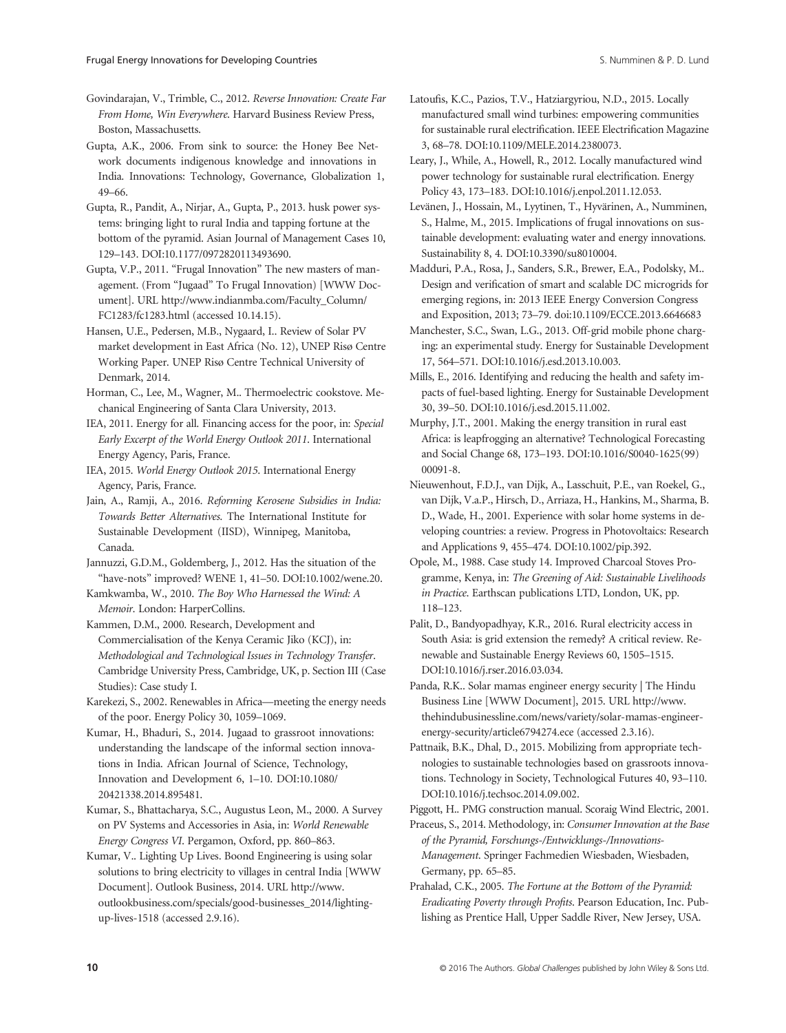Govindarajan, V., Trimble, C., 2012. *Reverse Innovation: Create Far From Home, Win Everywhere*. Harvard Business Review Press, Boston, Massachusetts.

Gupta, A.K., 2006. From sink to source: the Honey Bee Network documents indigenous knowledge and innovations in India. Innovations: Technology, Governance, Globalization 1, 49–66.

Gupta, R., Pandit, A., Nirjar, A., Gupta, P., 2013. husk power systems: bringing light to rural India and tapping fortune at the bottom of the pyramid. Asian Journal of Management Cases 10, 129–143. DOI:10.1177/0972820113493690.

Gupta, V.P., 2011. "Frugal Innovation" The new masters of management. (From "Jugaad" To Frugal Innovation) [WWW Document]. URL http://www.indianmba.com/Faculty_Column/FC1283/fc1283.html (accessed 10.14.15).

Hansen, U.E., Pedersen, M.B., Nygaard, I.. Review of Solar PV market development in East Africa (No. 12), UNEP Risø Centre Working Paper. UNEP Risø Centre Technical University of Denmark, 2014.

Horman, C., Lee, M., Wagner, M.. Thermoelectric cookstove. Mechanical Engineering of Santa Clara University, 2013.

IEA, 2011. Energy for all. Financing access for the poor, in: *Special Early Excerpt of the World Energy Outlook 2011*. International Energy Agency, Paris, France.

IEA, 2015. *World Energy Outlook 2015*. International Energy Agency, Paris, France.

Jain, A., Ramji, A., 2016. *Reforming Kerosene Subsidies in India: Towards Better Alternatives*. The International Institute for Sustainable Development (IISD), Winnipeg, Manitoba, Canada.

Jannuzzi, G.D.M., Goldemberg, J., 2012. Has the situation of the "have-nots" improved? WENE 1, 41–50. DOI:10.1002/wene.20.

Kamkwamba, W., 2010. *The Boy Who Harnessed the Wind: A Memoir*. London: HarperCollins.

Kammen, D.M., 2000. Research, Development and Commercialisation of the Kenya Ceramic Jiko (KCJ), in: *Methodological and Technological Issues in Technology Transfer*. Cambridge University Press, Cambridge, UK, p. Section III (Case Studies): Case study I.

Karekezi, S., 2002. Renewables in Africa—meeting the energy needs of the poor. Energy Policy 30, 1059–1069.

Kumar, H., Bhaduri, S., 2014. Jugaad to grassroot innovations: understanding the landscape of the informal section innovations in India. African Journal of Science, Technology, Innovation and Development 6, 1–10. DOI:10.1080/20421338.2014.895481.

Kumar, S., Bhattacharya, S.C., Augustus Leon, M., 2000. A Survey on PV Systems and Accessories in Asia, in: *World Renewable Energy Congress VI*. Pergamon, Oxford, pp. 860–863.

Kumar, V.. Lighting Up Lives. Boond Engineering is using solar solutions to bring electricity to villages in central India [WWW Document]. Outlook Business, 2014. URL http://www.outlookbusiness.com/specials/good-businesses_2014/lighting-up-lives-1518 (accessed 2.9.16).

Latoufis, K.C., Pazios, T.V., Hatziargyriou, N.D., 2015. Locally manufactured small wind turbines: empowering communities for sustainable rural electrification. IEEE Electrification Magazine 3, 68–78. DOI:10.1109/MELE.2014.2380073.

Leary, J., While, A., Howell, R., 2012. Locally manufactured wind power technology for sustainable rural electrification. Energy Policy 43, 173–183. DOI:10.1016/j.enpol.2011.12.053.

Levänen, J., Hossain, M., Lyytinen, T., Hyvärinen, A., Numminen, S., Halme, M., 2015. Implications of frugal innovations on sustainable development: evaluating water and energy innovations. Sustainability 8, 4. DOI:10.3390/su8010004.

Madduri, P.A., Rosa, J., Sanders, S.R., Brewer, E.A., Podolsky, M.. Design and verification of smart and scalable DC microgrids for emerging regions, in: 2013 IEEE Energy Conversion Congress and Exposition, 2013; 73–79. doi:10.1109/ECCE.2013.6646683

Manchester, S.C., Swan, L.G., 2013. Off-grid mobile phone charging: an experimental study. Energy for Sustainable Development 17, 564–571. DOI:10.1016/j.esd.2013.10.003.

Mills, E., 2016. Identifying and reducing the health and safety impacts of fuel-based lighting. Energy for Sustainable Development 30, 39–50. DOI:10.1016/j.esd.2015.11.002.

Murphy, J.T., 2001. Making the energy transition in rural east Africa: is leapfrogging an alternative? Technological Forecasting and Social Change 68, 173–193. DOI:10.1016/S0040-1625(99)00091-8.

Nieuwenhout, F.D.J., van Dijk, A., Lasschuit, P.E., van Roekel, G., van Dijk, V.a.P., Hirsch, D., Arriaza, H., Hankins, M., Sharma, B. D., Wade, H., 2001. Experience with solar home systems in developing countries: a review. Progress in Photovoltaics: Research and Applications 9, 455–474. DOI:10.1002/pip.392.

Opole, M., 1988. Case study 14. Improved Charcoal Stoves Programme, Kenya, in: *The Greening of Aid: Sustainable Livelihoods in Practice*. Earthscan publications LTD, London, UK, pp. 118–123.

Palit, D., Bandyopadhyay, K.R., 2016. Rural electricity access in South Asia: is grid extension the remedy? A critical review. Renewable and Sustainable Energy Reviews 60, 1505–1515. DOI:10.1016/j.rser.2016.03.034.

Panda, R.K.. Solar mamas engineer energy security | The Hindu Business Line [WWW Document], 2015. URL http://www.thehindubusinessline.com/news/variety/solar-mamas-engineer-energy-security/article6794274.ece (accessed 2.3.16).

Pattnaik, B.K., Dhal, D., 2015. Mobilizing from appropriate technologies to sustainable technologies based on grassroots innovations. Technology in Society, Technological Futures 40, 93–110. DOI:10.1016/j.techsoc.2014.09.002.

Piggott, H.. PMG construction manual. Scoraig Wind Electric, 2001.

Praceus, S., 2014. Methodology, in: *Consumer Innovation at the Base of the Pyramid, Forschungs-/Entwicklungs-/Innovations-Management*. Springer Fachmedien Wiesbaden, Wiesbaden, Germany, pp. 65–85.

Prahalad, C.K., 2005. *The Fortune at the Bottom of the Pyramid: Eradicating Poverty through Profits*. Pearson Education, Inc. Publishing as Prentice Hall, Upper Saddle River, New Jersey, USA.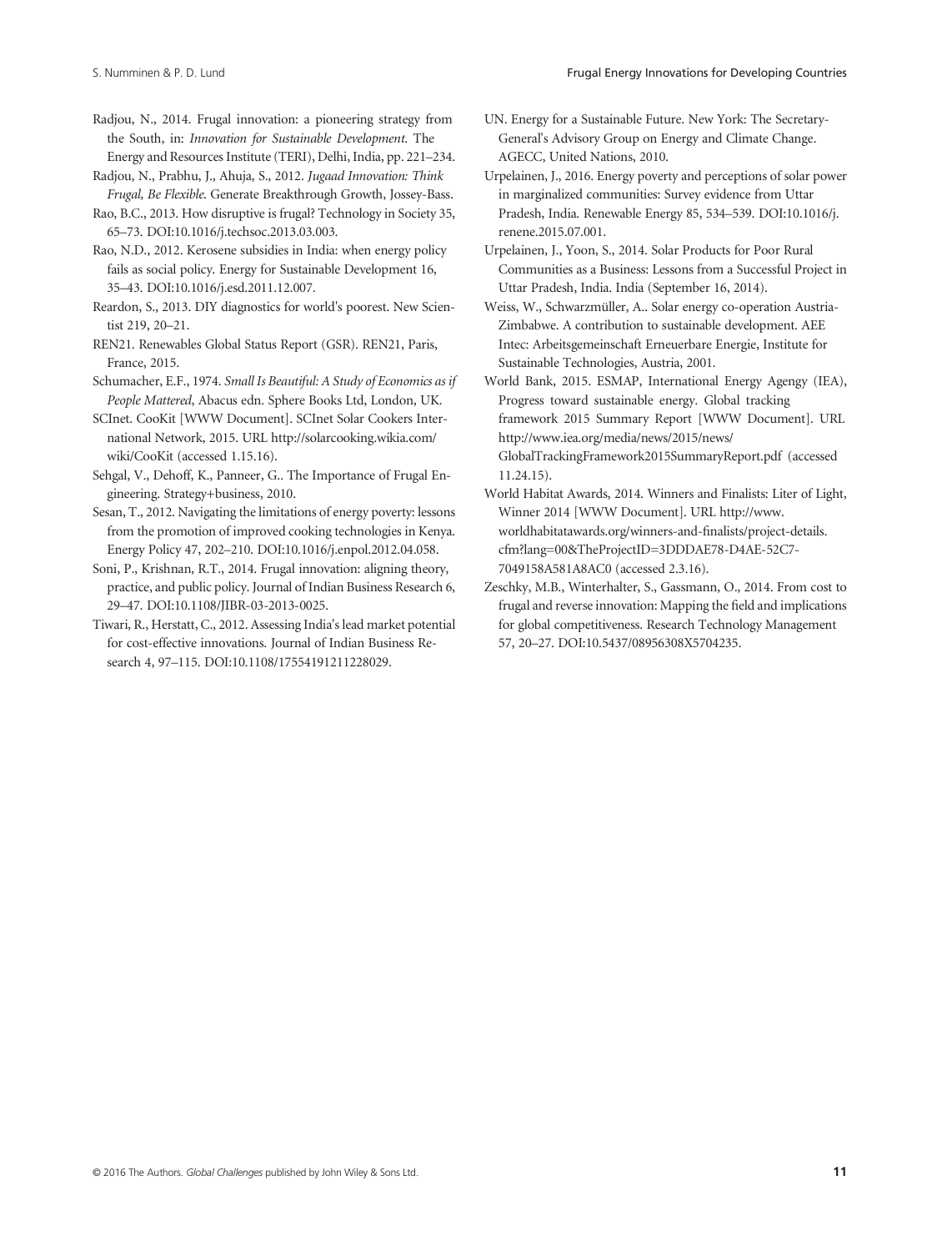Radjou, N., 2014. Frugal innovation: a pioneering strategy from the South, in: *Innovation for Sustainable Development*. The Energy and Resources Institute (TERI), Delhi, India, pp. 221–234.

Radjou, N., Prabhu, J., Ahuja, S., 2012. *Jugaad Innovation: Think Frugal, Be Flexible*. Generate Breakthrough Growth, Jossey-Bass.

Rao, B.C., 2013. How disruptive is frugal? Technology in Society 35, 65–73. DOI:10.1016/j.techsoc.2013.03.003.

Rao, N.D., 2012. Kerosene subsidies in India: when energy policy fails as social policy. Energy for Sustainable Development 16, 35–43. DOI:10.1016/j.esd.2011.12.007.

Reardon, S., 2013. DIY diagnostics for world's poorest. New Scientist 219, 20–21.

REN21. Renewables Global Status Report (GSR). REN21, Paris, France, 2015.

Schumacher, E.F., 1974. *Small Is Beautiful: A Study of Economics as if People Mattered*, Abacus edn. Sphere Books Ltd, London, UK.

SCInet. CooKit [WWW Document]. SCInet Solar Cookers International Network, 2015. URL http://solarcooking.wikia.com/wiki/CooKit (accessed 1.15.16).

Sehgal, V., Dehoff, K., Panneer, G.. The Importance of Frugal Engineering. Strategy+business, 2010.

Sesan, T., 2012. Navigating the limitations of energy poverty: lessons from the promotion of improved cooking technologies in Kenya. Energy Policy 47, 202–210. DOI:10.1016/j.enpol.2012.04.058.

Soni, P., Krishnan, R.T., 2014. Frugal innovation: aligning theory, practice, and public policy. Journal of Indian Business Research 6, 29–47. DOI:10.1108/JIBR-03-2013-0025.

Tiwari, R., Herstatt, C., 2012. Assessing India's lead market potential for cost-effective innovations. Journal of Indian Business Research 4, 97–115. DOI:10.1108/17554191211228029.

UN. Energy for a Sustainable Future. New York: The Secretary-General's Advisory Group on Energy and Climate Change. AGECC, United Nations, 2010.

Urpelainen, J., 2016. Energy poverty and perceptions of solar power in marginalized communities: Survey evidence from Uttar Pradesh, India. Renewable Energy 85, 534–539. DOI:10.1016/j.renene.2015.07.001.

Urpelainen, J., Yoon, S., 2014. Solar Products for Poor Rural Communities as a Business: Lessons from a Successful Project in Uttar Pradesh, India. India (September 16, 2014).

Weiss, W., Schwarzmüller, A.. Solar energy co-operation Austria-Zimbabwe. A contribution to sustainable development. AEE Intec: Arbeitsgemeinschaft Erneuerbare Energie, Institute for Sustainable Technologies, Austria, 2001.

World Bank, 2015. ESMAP, International Energy Agengy (IEA), Progress toward sustainable energy. Global tracking framework 2015 Summary Report [WWW Document]. URL http://www.iea.org/media/news/2015/news/GlobalTrackingFramework2015SummaryReport.pdf (accessed 11.24.15).

World Habitat Awards, 2014. Winners and Finalists: Liter of Light, Winner 2014 [WWW Document]. URL http://www.worldhabitatawards.org/winners-and-finalists/project-details.cfm?lang=00&TheProjectID=3DDDAE78-D4AE-52C7-7049158A581A8AC0 (accessed 2.3.16).

Zeschky, M.B., Winterhalter, S., Gassmann, O., 2014. From cost to frugal and reverse innovation: Mapping the field and implications for global competitiveness. Research Technology Management 57, 20–27. DOI:10.5437/08956308X5704235.